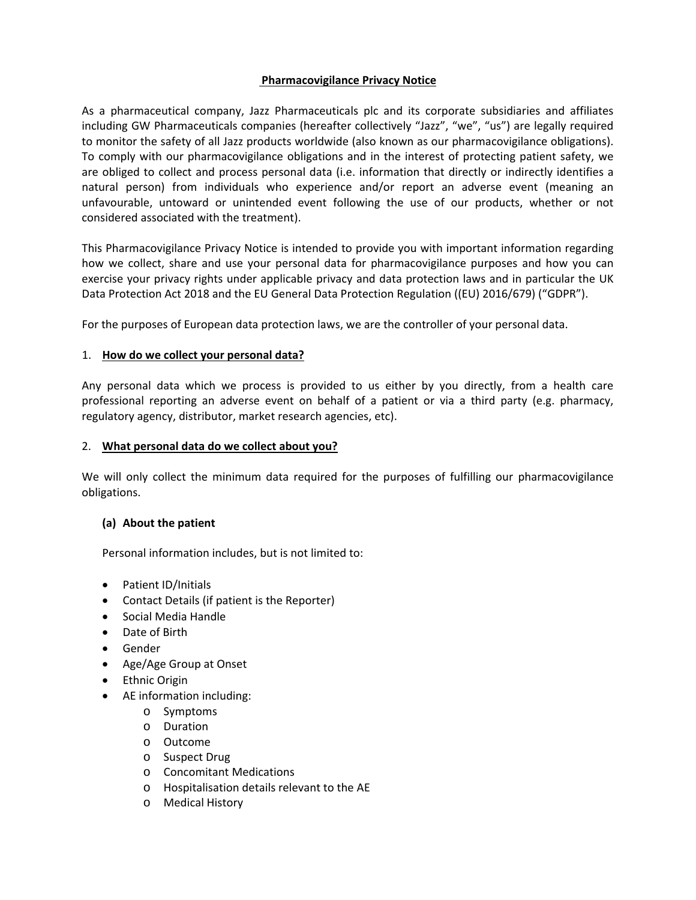# Pharmacovigilance Privacy Notice

As a pharmaceutical company, Jazz Pharmaceuticals plc and its corporate subsidiaries and affiliates including GW Pharmaceuticals companies (hereafter collectively "Jazz", "we", "us") are legally required to monitor the safety of all Jazz products worldwide (also known as our pharmacovigilance obligations). To comply with our pharmacovigilance obligations and in the interest of protecting patient safety, we are obliged to collect and process personal data (i.e. information that directly or indirectly identifies a natural person) from individuals who experience and/or report an adverse event (meaning an unfavourable, untoward or unintended event following the use of our products, whether or not considered associated with the treatment).

This Pharmacovigilance Privacy Notice is intended to provide you with important information regarding how we collect, share and use your personal data for pharmacovigilance purposes and how you can exercise your privacy rights under applicable privacy and data protection laws and in particular the UK Data Protection Act 2018 and the EU General Data Protection Regulation ((EU) 2016/679) ("GDPR").

For the purposes of European data protection laws, we are the controller of your personal data.

## 1. How do we collect your personal data?

Any personal data which we process is provided to us either by you directly, from a health care professional reporting an adverse event on behalf of a patient or via a third party (e.g. pharmacy, regulatory agency, distributor, market research agencies, etc).

## 2. What personal data do we collect about you?

We will only collect the minimum data required for the purposes of fulfilling our pharmacovigilance obligations.

### (a) About the patient

Personal information includes, but is not limited to:

- Patient ID/Initials
- Contact Details (if patient is the Reporter)
- Social Media Handle
- Date of Birth
- Gender
- Age/Age Group at Onset
- Ethnic Origin
- AE information including:
  - Symptoms
  - Duration
  - Outcome
  - Suspect Drug
  - Concomitant Medications
  - Hospitalisation details relevant to the AE
  - Medical History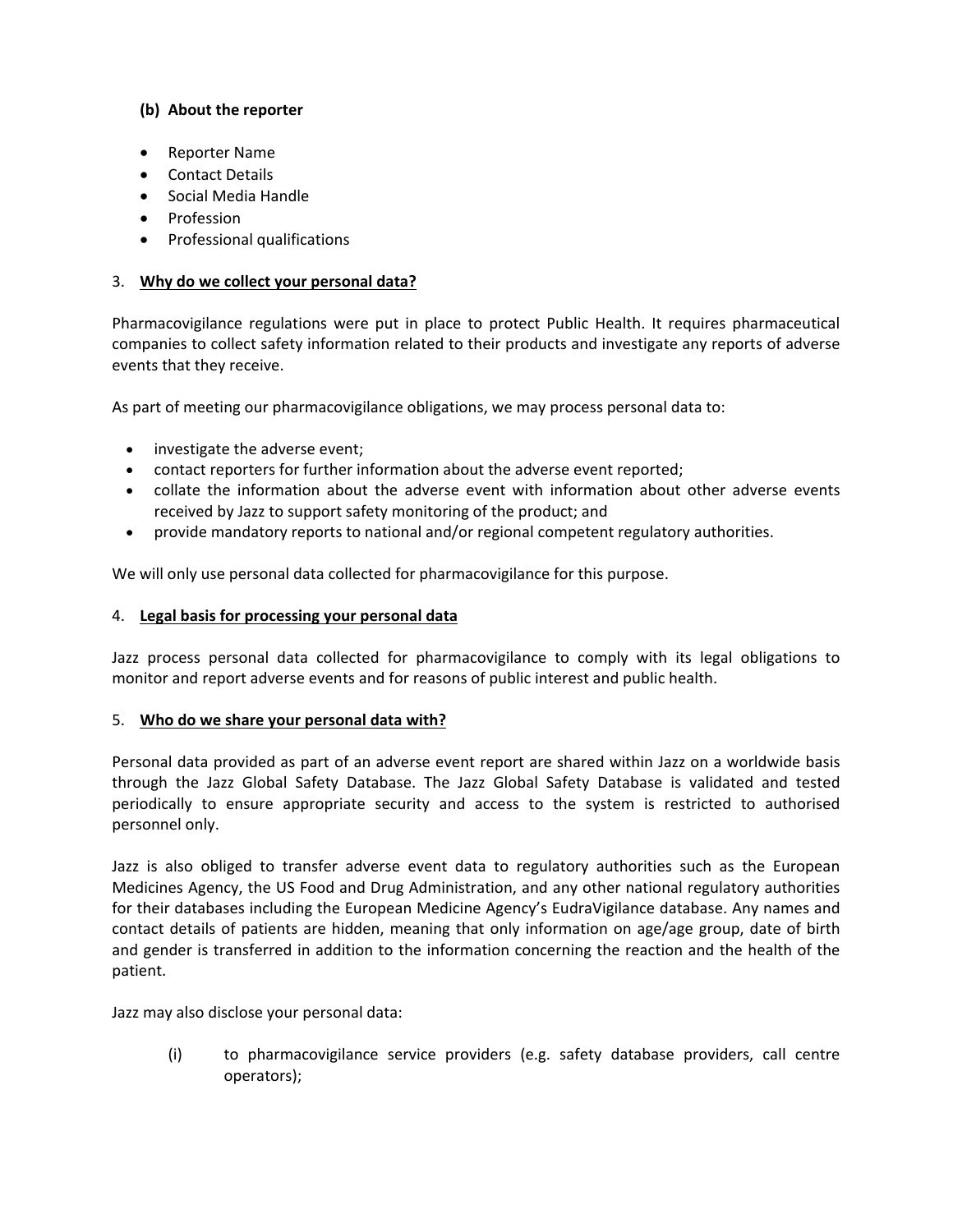**(b) About the reporter**

- Reporter Name
- Contact Details
- Social Media Handle
- Profession
- Professional qualifications

3. **Why do we collect your personal data?**

Pharmacovigilance regulations were put in place to protect Public Health. It requires pharmaceutical companies to collect safety information related to their products and investigate any reports of adverse events that they receive.

As part of meeting our pharmacovigilance obligations, we may process personal data to:

- investigate the adverse event;
- contact reporters for further information about the adverse event reported;
- collate the information about the adverse event with information about other adverse events received by Jazz to support safety monitoring of the product; and
- provide mandatory reports to national and/or regional competent regulatory authorities.

We will only use personal data collected for pharmacovigilance for this purpose.

4. **Legal basis for processing your personal data**

Jazz process personal data collected for pharmacovigilance to comply with its legal obligations to monitor and report adverse events and for reasons of public interest and public health.

5. **Who do we share your personal data with?**

Personal data provided as part of an adverse event report are shared within Jazz on a worldwide basis through the Jazz Global Safety Database. The Jazz Global Safety Database is validated and tested periodically to ensure appropriate security and access to the system is restricted to authorised personnel only.

Jazz is also obliged to transfer adverse event data to regulatory authorities such as the European Medicines Agency, the US Food and Drug Administration, and any other national regulatory authorities for their databases including the European Medicine Agency's EudraVigilance database. Any names and contact details of patients are hidden, meaning that only information on age/age group, date of birth and gender is transferred in addition to the information concerning the reaction and the health of the patient.

Jazz may also disclose your personal data:

(i) to pharmacovigilance service providers (e.g. safety database providers, call centre operators);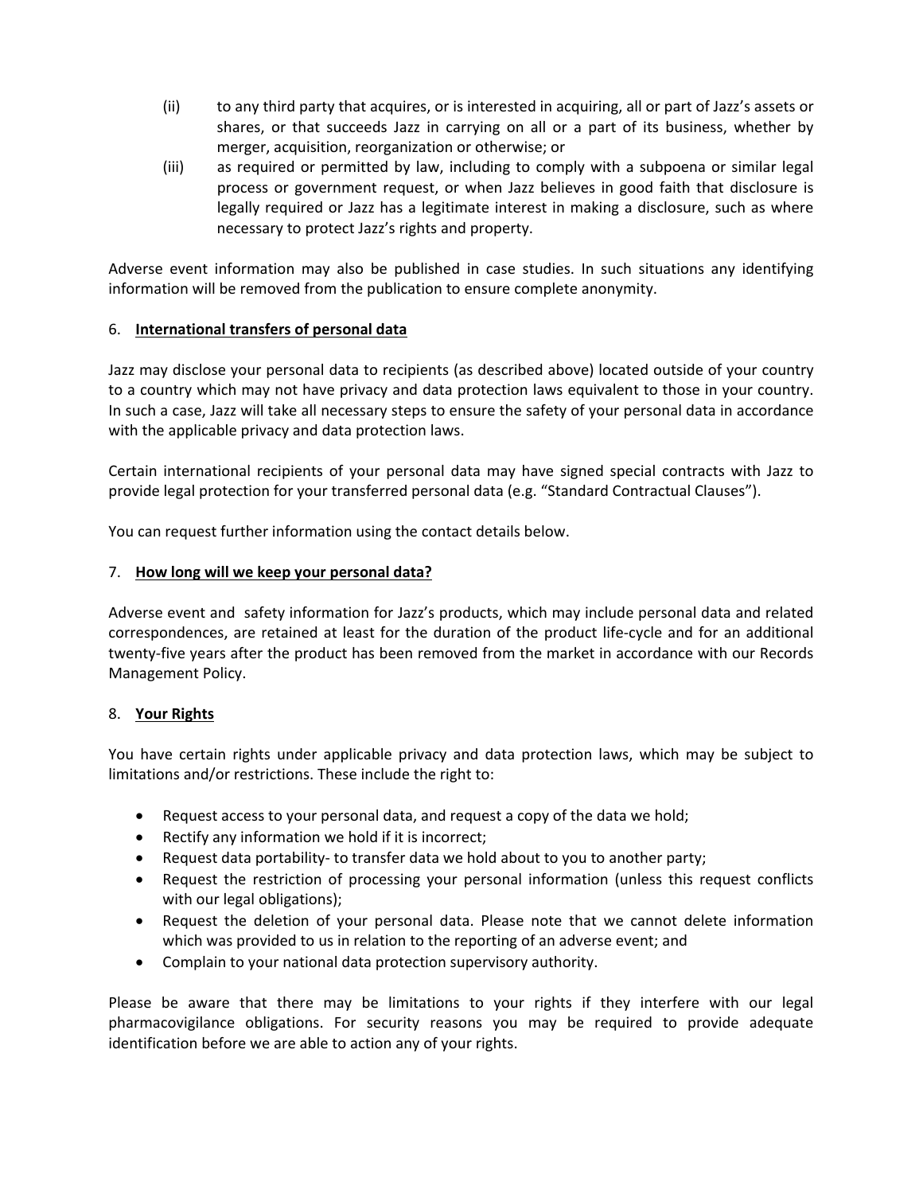(ii) to any third party that acquires, or is interested in acquiring, all or part of Jazz's assets or shares, or that succeeds Jazz in carrying on all or a part of its business, whether by merger, acquisition, reorganization or otherwise; or

(iii) as required or permitted by law, including to comply with a subpoena or similar legal process or government request, or when Jazz believes in good faith that disclosure is legally required or Jazz has a legitimate interest in making a disclosure, such as where necessary to protect Jazz's rights and property.

Adverse event information may also be published in case studies. In such situations any identifying information will be removed from the publication to ensure complete anonymity.

## 6. <u>International transfers of personal data</u>

Jazz may disclose your personal data to recipients (as described above) located outside of your country to a country which may not have privacy and data protection laws equivalent to those in your country. In such a case, Jazz will take all necessary steps to ensure the safety of your personal data in accordance with the applicable privacy and data protection laws.

Certain international recipients of your personal data may have signed special contracts with Jazz to provide legal protection for your transferred personal data (e.g. "Standard Contractual Clauses").

You can request further information using the contact details below.

## 7. <u>How long will we keep your personal data?</u>

Adverse event and safety information for Jazz's products, which may include personal data and related correspondences, are retained at least for the duration of the product life-cycle and for an additional twenty-five years after the product has been removed from the market in accordance with our Records Management Policy.

## 8. <u>Your Rights</u>

You have certain rights under applicable privacy and data protection laws, which may be subject to limitations and/or restrictions. These include the right to:

- Request access to your personal data, and request a copy of the data we hold;
- Rectify any information we hold if it is incorrect;
- Request data portability- to transfer data we hold about to you to another party;
- Request the restriction of processing your personal information (unless this request conflicts with our legal obligations);
- Request the deletion of your personal data. Please note that we cannot delete information which was provided to us in relation to the reporting of an adverse event; and
- Complain to your national data protection supervisory authority.

Please be aware that there may be limitations to your rights if they interfere with our legal pharmacovigilance obligations. For security reasons you may be required to provide adequate identification before we are able to action any of your rights.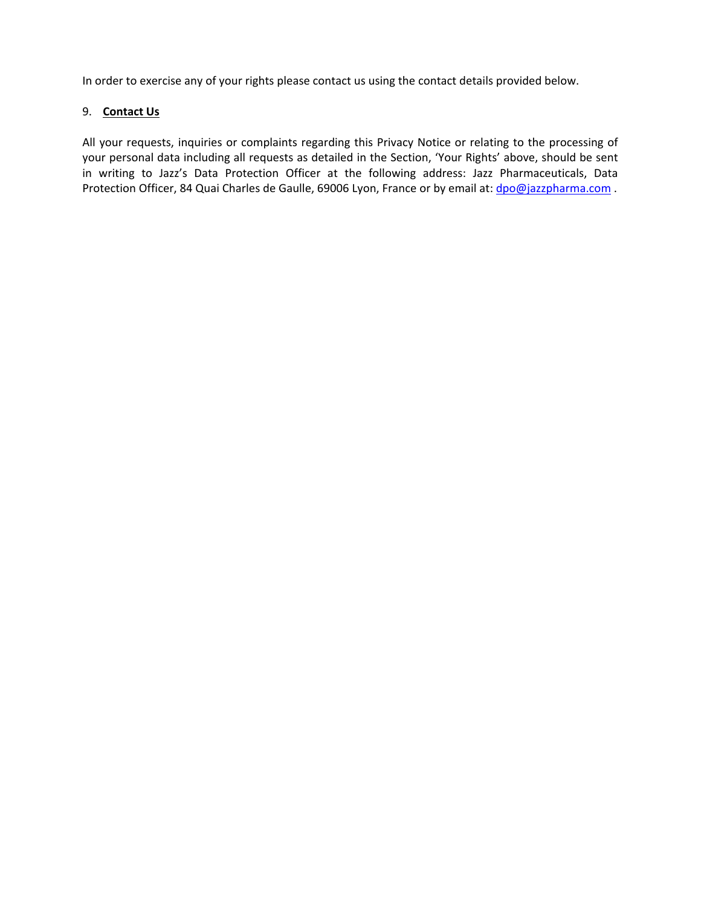In order to exercise any of your rights please contact us using the contact details provided below.

## 9. **Contact Us**

All your requests, inquiries or complaints regarding this Privacy Notice or relating to the processing of your personal data including all requests as detailed in the Section, 'Your Rights' above, should be sent in writing to Jazz's Data Protection Officer at the following address: Jazz Pharmaceuticals, Data Protection Officer, 84 Quai Charles de Gaulle, 69006 Lyon, France or by email at: dpo@jazzpharma.com .